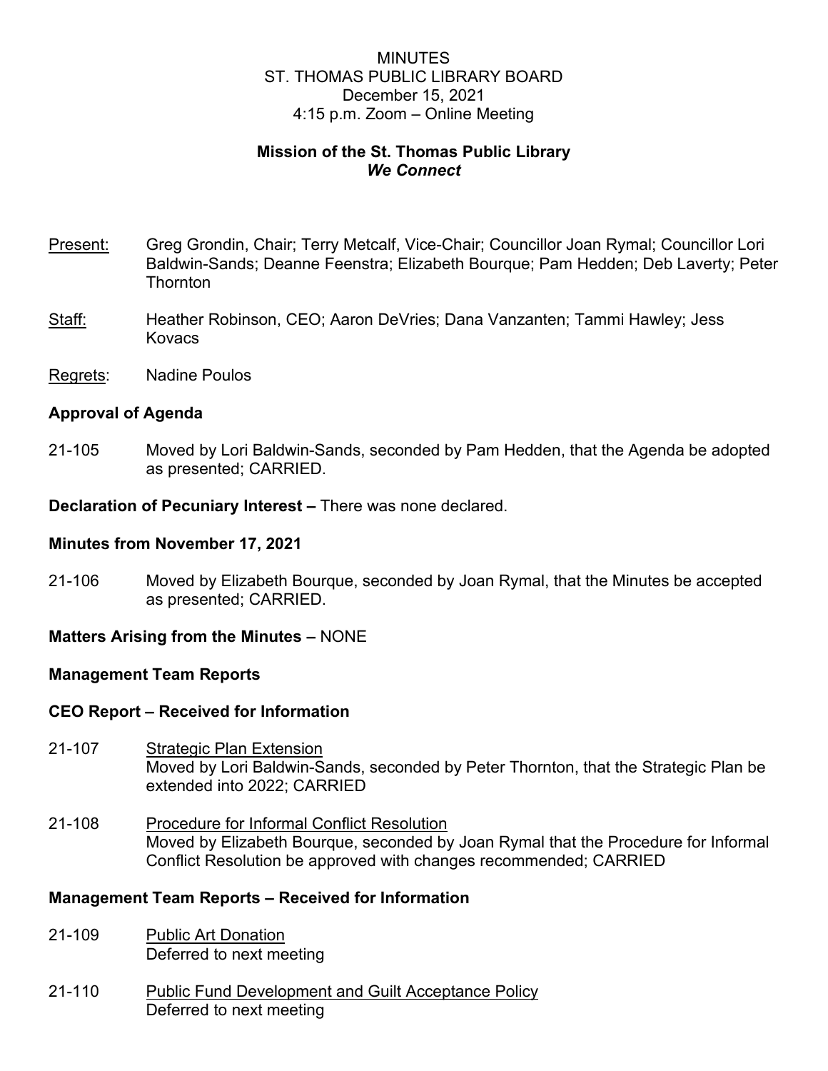MINUTES
ST. THOMAS PUBLIC LIBRARY BOARD
December 15, 2021
4:15 p.m. Zoom – Online Meeting

**Mission of the St. Thomas Public Library**
***We Connect***

Present: Greg Grondin, Chair; Terry Metcalf, Vice-Chair; Councillor Joan Rymal; Councillor Lori Baldwin-Sands; Deanne Feenstra; Elizabeth Bourque; Pam Hedden; Deb Laverty; Peter Thornton

Staff: Heather Robinson, CEO; Aaron DeVries; Dana Vanzanten; Tammi Hawley; Jess Kovacs

Regrets: Nadine Poulos

**Approval of Agenda**

21-105 Moved by Lori Baldwin-Sands, seconded by Pam Hedden, that the Agenda be adopted as presented; CARRIED.

**Declaration of Pecuniary Interest –** There was none declared.

**Minutes from November 17, 2021**

21-106 Moved by Elizabeth Bourque, seconded by Joan Rymal, that the Minutes be accepted as presented; CARRIED.

**Matters Arising from the Minutes –** NONE

**Management Team Reports**

**CEO Report – Received for Information**

21-107 Strategic Plan Extension
Moved by Lori Baldwin-Sands, seconded by Peter Thornton, that the Strategic Plan be extended into 2022; CARRIED

21-108 Procedure for Informal Conflict Resolution
Moved by Elizabeth Bourque, seconded by Joan Rymal that the Procedure for Informal Conflict Resolution be approved with changes recommended; CARRIED

**Management Team Reports – Received for Information**

21-109 Public Art Donation
Deferred to next meeting

21-110 Public Fund Development and Guilt Acceptance Policy
Deferred to next meeting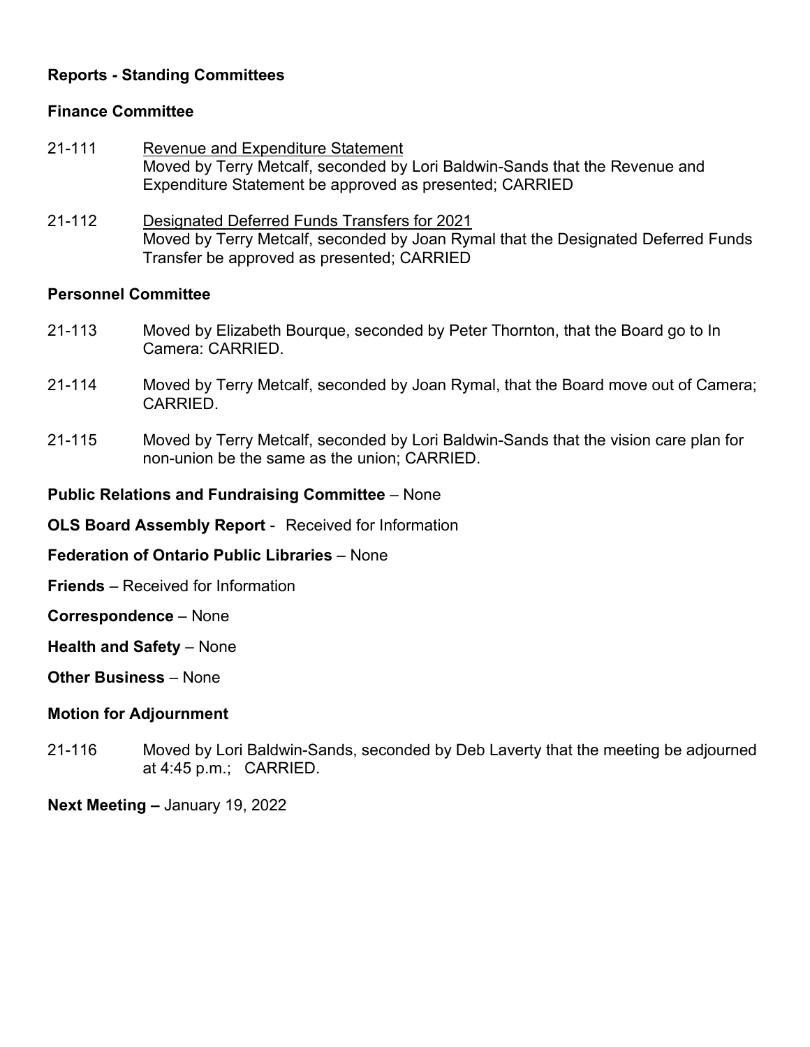**Reports - Standing Committees**

**Finance Committee**

21-111 Revenue and Expenditure Statement
Moved by Terry Metcalf, seconded by Lori Baldwin-Sands that the Revenue and Expenditure Statement be approved as presented; CARRIED

21-112 Designated Deferred Funds Transfers for 2021
Moved by Terry Metcalf, seconded by Joan Rymal that the Designated Deferred Funds Transfer be approved as presented; CARRIED

**Personnel Committee**

21-113 Moved by Elizabeth Bourque, seconded by Peter Thornton, that the Board go to In Camera: CARRIED.

21-114 Moved by Terry Metcalf, seconded by Joan Rymal, that the Board move out of Camera; CARRIED.

21-115 Moved by Terry Metcalf, seconded by Lori Baldwin-Sands that the vision care plan for non-union be the same as the union; CARRIED.

**Public Relations and Fundraising Committee** – None

**OLS Board Assembly Report** - Received for Information

**Federation of Ontario Public Libraries** – None

**Friends** – Received for Information

**Correspondence** – None

**Health and Safety** – None

**Other Business** – None

**Motion for Adjournment**

21-116 Moved by Lori Baldwin-Sands, seconded by Deb Laverty that the meeting be adjourned at 4:45 p.m.; CARRIED.

**Next Meeting –** January 19, 2022